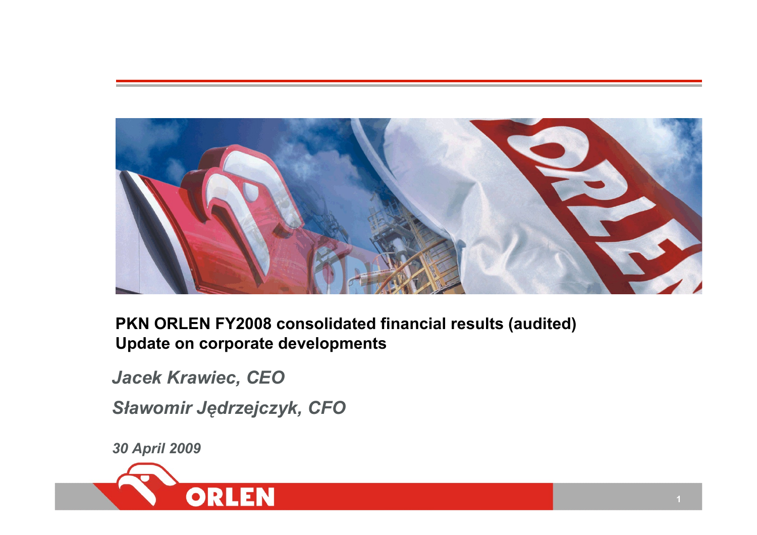# PKN ORLEN FY2008 consolidated financial results (audited)
## Update on corporate developments

*Jacek Krawiec, CEO*

*Sławomir Jędrzejczyk, CFO*

*30 April 2009*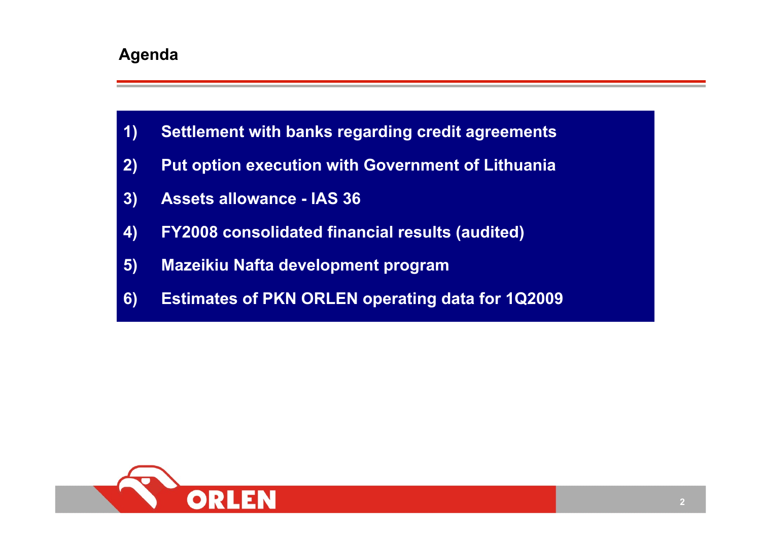## Agenda

1) Settlement with banks regarding credit agreements
2) Put option execution with Government of Lithuania
3) Assets allowance - IAS 36
4) FY2008 consolidated financial results (audited)
5) Mazeikiu Nafta development program
6) Estimates of PKN ORLEN operating data for 1Q2009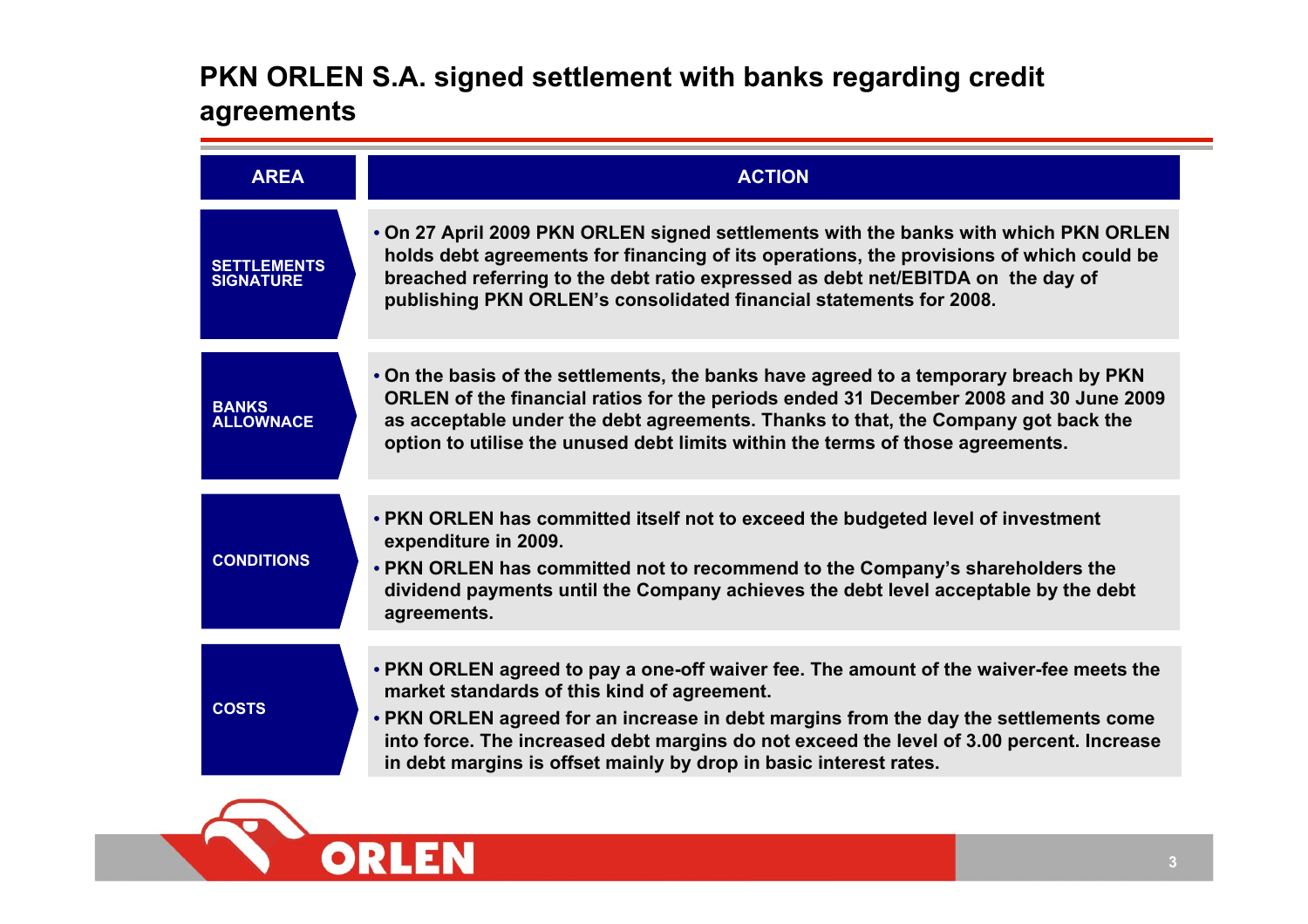# PKN ORLEN S.A. signed settlement with banks regarding credit agreements

| AREA | ACTION |
|---|---|
| SETTLEMENTS SIGNATURE | • On 27 April 2009 PKN ORLEN signed settlements with the banks with which PKN ORLEN holds debt agreements for financing of its operations, the provisions of which could be breached referring to the debt ratio expressed as debt net/EBITDA on the day of publishing PKN ORLEN's consolidated financial statements for 2008. |
| BANKS ALLOWNACE | • On the basis of the settlements, the banks have agreed to a temporary breach by PKN ORLEN of the financial ratios for the periods ended 31 December 2008 and 30 June 2009 as acceptable under the debt agreements. Thanks to that, the Company got back the option to utilise the unused debt limits within the terms of those agreements. |
| CONDITIONS | • PKN ORLEN has committed itself not to exceed the budgeted level of investment expenditure in 2009.<br>• PKN ORLEN has committed not to recommend to the Company's shareholders the dividend payments until the Company achieves the debt level acceptable by the debt agreements. |
| COSTS | • PKN ORLEN agreed to pay a one-off waiver fee. The amount of the waiver-fee meets the market standards of this kind of agreement.<br>• PKN ORLEN agreed for an increase in debt margins from the day the settlements come into force. The increased debt margins do not exceed the level of 3.00 percent. Increase in debt margins is offset mainly by drop in basic interest rates. |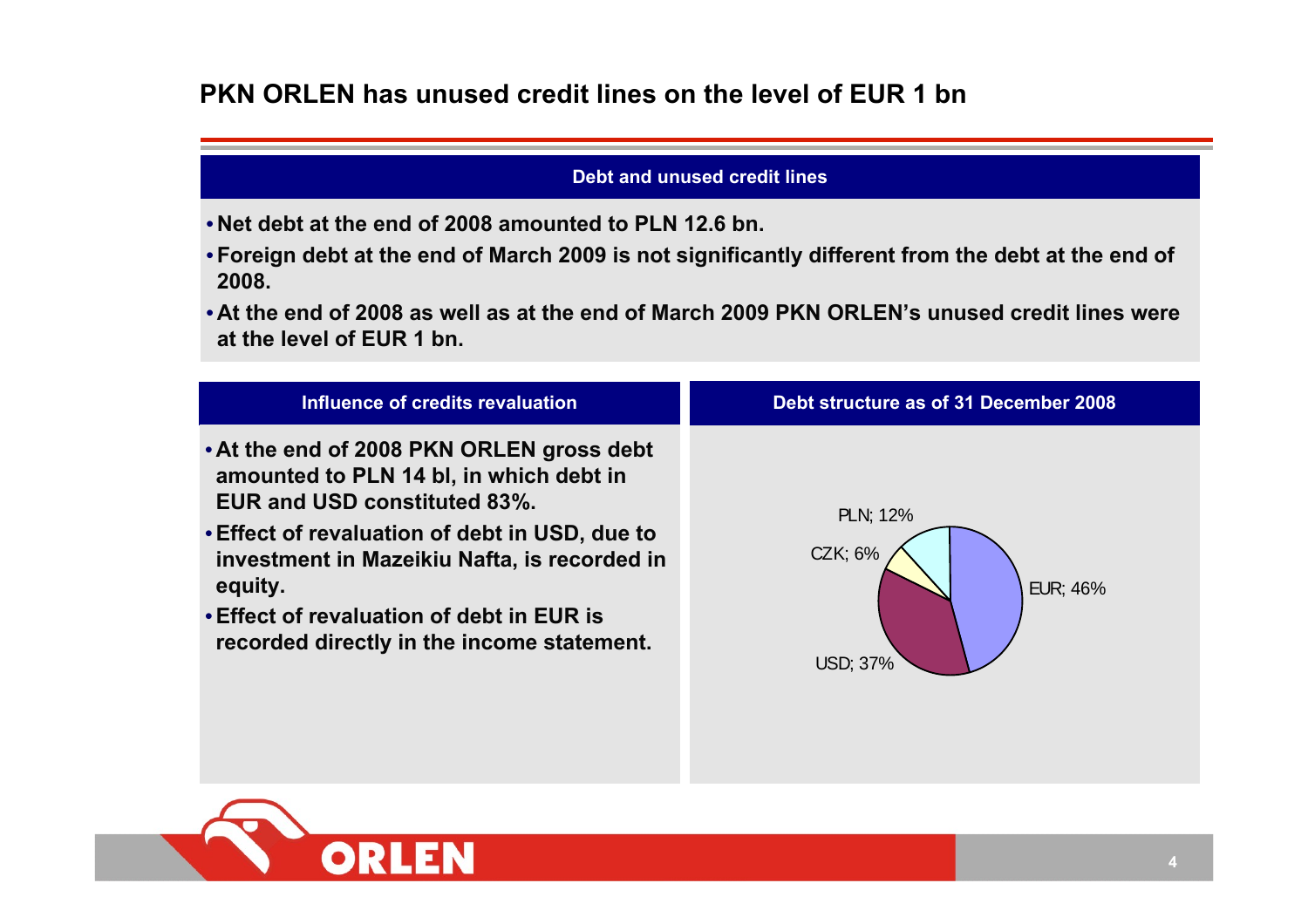# PKN ORLEN has unused credit lines on the level of EUR 1 bn

## Debt and unused credit lines

- **Net debt at the end of 2008 amounted to PLN 12.6 bn.**
- **Foreign debt at the end of March 2009 is not significantly different from the debt at the end of 2008.**
- **At the end of 2008 as well as at the end of March 2009 PKN ORLEN's unused credit lines were at the level of EUR 1 bn.**

## Influence of credits revaluation

- **At the end of 2008 PKN ORLEN gross debt amounted to PLN 14 bl, in which debt in EUR and USD constituted 83%.**
- **Effect of revaluation of debt in USD, due to investment in Mazeikiu Nafta, is recorded in equity.**
- **Effect of revaluation of debt in EUR is recorded directly in the income statement.**

## Debt structure as of 31 December 2008

| Currency | Share |
|---|---|
| EUR | 46% |
| USD | 37% |
| CZK | 6% |
| PLN | 12% |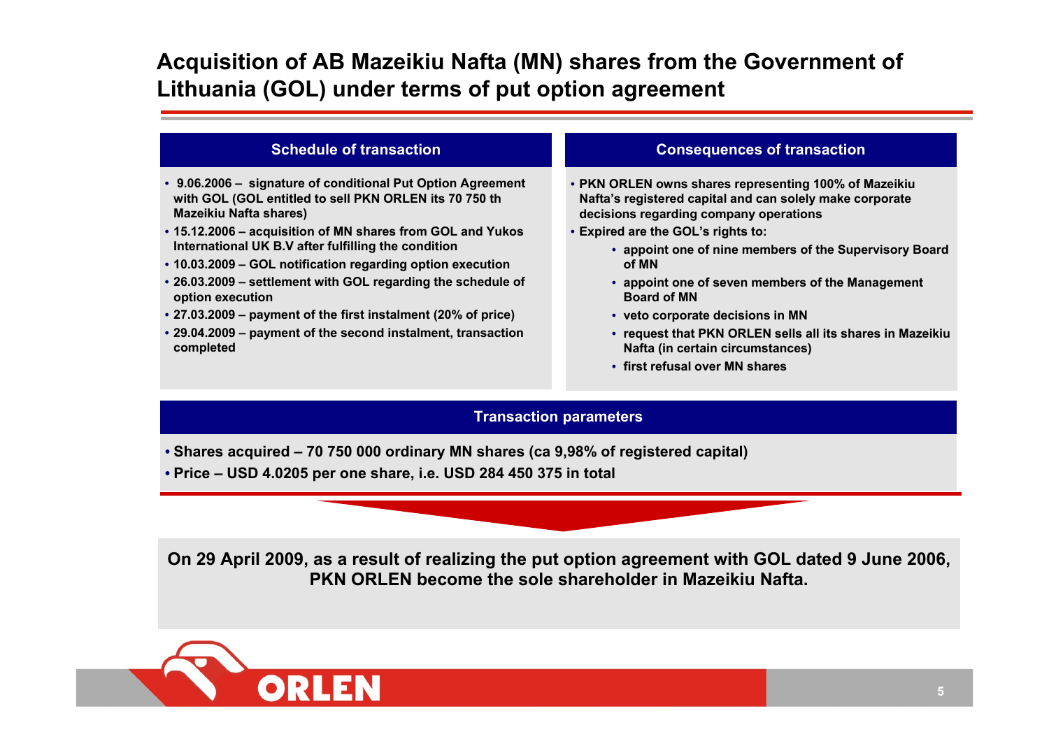# Acquisition of AB Mazeikiu Nafta (MN) shares from the Government of Lithuania (GOL) under terms of put option agreement

## Schedule of transaction

- **9.06.2006 – signature of conditional Put Option Agreement with GOL (GOL entitled to sell PKN ORLEN its 70 750 th Mazeikiu Nafta shares)**
- **15.12.2006 – acquisition of MN shares from GOL and Yukos International UK B.V after fulfilling the condition**
- **10.03.2009 – GOL notification regarding option execution**
- **26.03.2009 – settlement with GOL regarding the schedule of option execution**
- **27.03.2009 – payment of the first instalment (20% of price)**
- **29.04.2009 – payment of the second instalment, transaction completed**

## Consequences of transaction

- **PKN ORLEN owns shares representing 100% of Mazeikiu Nafta's registered capital and can solely make corporate decisions regarding company operations**
- **Expired are the GOL's rights to:**
  - **appoint one of nine members of the Supervisory Board of MN**
  - **appoint one of seven members of the Management Board of MN**
  - **veto corporate decisions in MN**
  - **request that PKN ORLEN sells all its shares in Mazeikiu Nafta (in certain circumstances)**
  - **first refusal over MN shares**

## Transaction parameters

- **Shares acquired – 70 750 000 ordinary MN shares (ca 9,98% of registered capital)**
- **Price – USD 4.0205 per one share, i.e. USD 284 450 375 in total**

**On 29 April 2009, as a result of realizing the put option agreement with GOL dated 9 June 2006, PKN ORLEN become the sole shareholder in Mazeikiu Nafta.**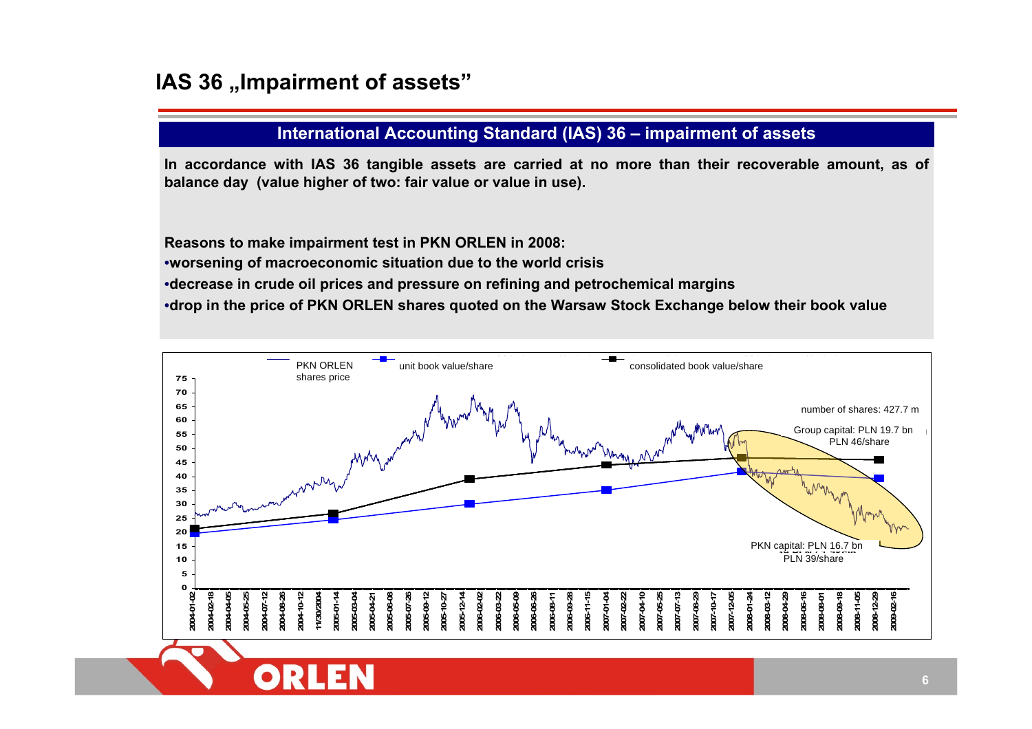# IAS 36 „Impairment of assets"

## International Accounting Standard (IAS) 36 – impairment of assets

**In accordance with IAS 36 tangible assets are carried at no more than their recoverable amount, as of balance day (value higher of two: fair value or value in use).**

**Reasons to make impairment test in PKN ORLEN in 2008:**

- **worsening of macroeconomic situation due to the world crisis**
- **decrease in crude oil prices and pressure on refining and petrochemical margins**
- **drop in the price of PKN ORLEN shares quoted on the Warsaw Stock Exchange below their book value**

PKN ORLEN shares price | unit book value/share | consolidated book value/share

number of shares: 427.7 m

Group capital: PLN 19.7 bn
PLN 46/share

PKN capital: PLN 16.7 bn
PLN 39/share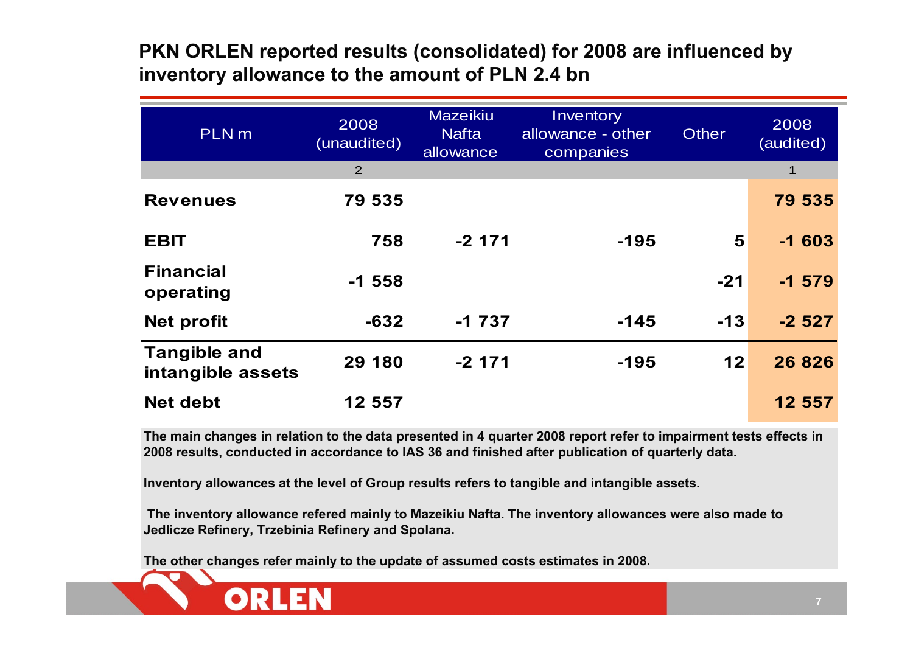## PKN ORLEN reported results (consolidated) for 2008 are influenced by inventory allowance to the amount of PLN 2.4 bn

| PLN m | 2008 (unaudited) | Mazeikiu Nafta allowance | Inventory allowance - other companies | Other | 2008 (audited) |
|---|---|---|---|---|---|
| | 2 | | | | 1 |
| **Revenues** | **79 535** | | | | **79 535** |
| **EBIT** | **758** | **-2 171** | **-195** | **5** | **-1 603** |
| **Financial operating** | **-1 558** | | | **-21** | **-1 579** |
| **Net profit** | **-632** | **-1 737** | **-145** | **-13** | **-2 527** |
| **Tangible and intangible assets** | **29 180** | **-2 171** | **-195** | **12** | **26 826** |
| **Net debt** | **12 557** | | | | **12 557** |

**The main changes in relation to the data presented in 4 quarter 2008 report refer to impairment tests effects in 2008 results, conducted in accordance to IAS 36 and finished after publication of quarterly data.**

**Inventory allowances at the level of Group results refers to tangible and intangible assets.**

**The inventory allowance refered mainly to Mazeikiu Nafta. The inventory allowances were also made to Jedlicze Refinery, Trzebinia Refinery and Spolana.**

**The other changes refer mainly to the update of assumed costs estimates in 2008.**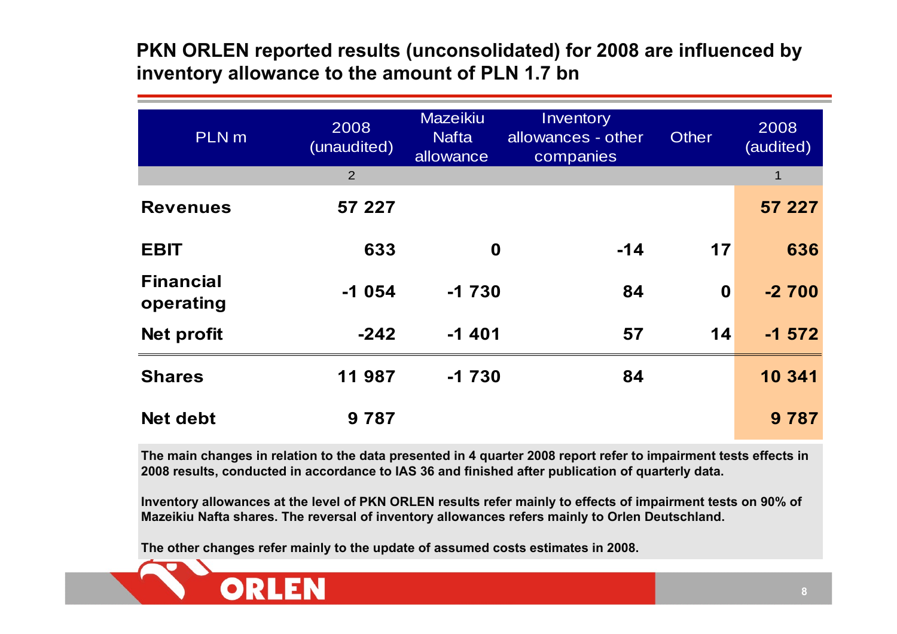# PKN ORLEN reported results (unconsolidated) for 2008 are influenced by inventory allowance to the amount of PLN 1.7 bn

| PLN m | 2008 (unaudited) | Mazeikiu Nafta allowance | Inventory allowances - other companies | Other | 2008 (audited) |
|---|---|---|---|---|---|
| | 2 | | | | 1 |
| **Revenues** | **57 227** | | | | **57 227** |
| **EBIT** | **633** | **0** | **-14** | **17** | **636** |
| **Financial operating** | **-1 054** | **-1 730** | **84** | **0** | **-2 700** |
| **Net profit** | **-242** | **-1 401** | **57** | **14** | **-1 572** |
| **Shares** | **11 987** | **-1 730** | **84** | | **10 341** |
| **Net debt** | **9 787** | | | | **9 787** |

**The main changes in relation to the data presented in 4 quarter 2008 report refer to impairment tests effects in 2008 results, conducted in accordance to IAS 36 and finished after publication of quarterly data.**

**Inventory allowances at the level of PKN ORLEN results refer mainly to effects of impairment tests on 90% of Mazeikiu Nafta shares. The reversal of inventory allowances refers mainly to Orlen Deutschland.**

**The other changes refer mainly to the update of assumed costs estimates in 2008.**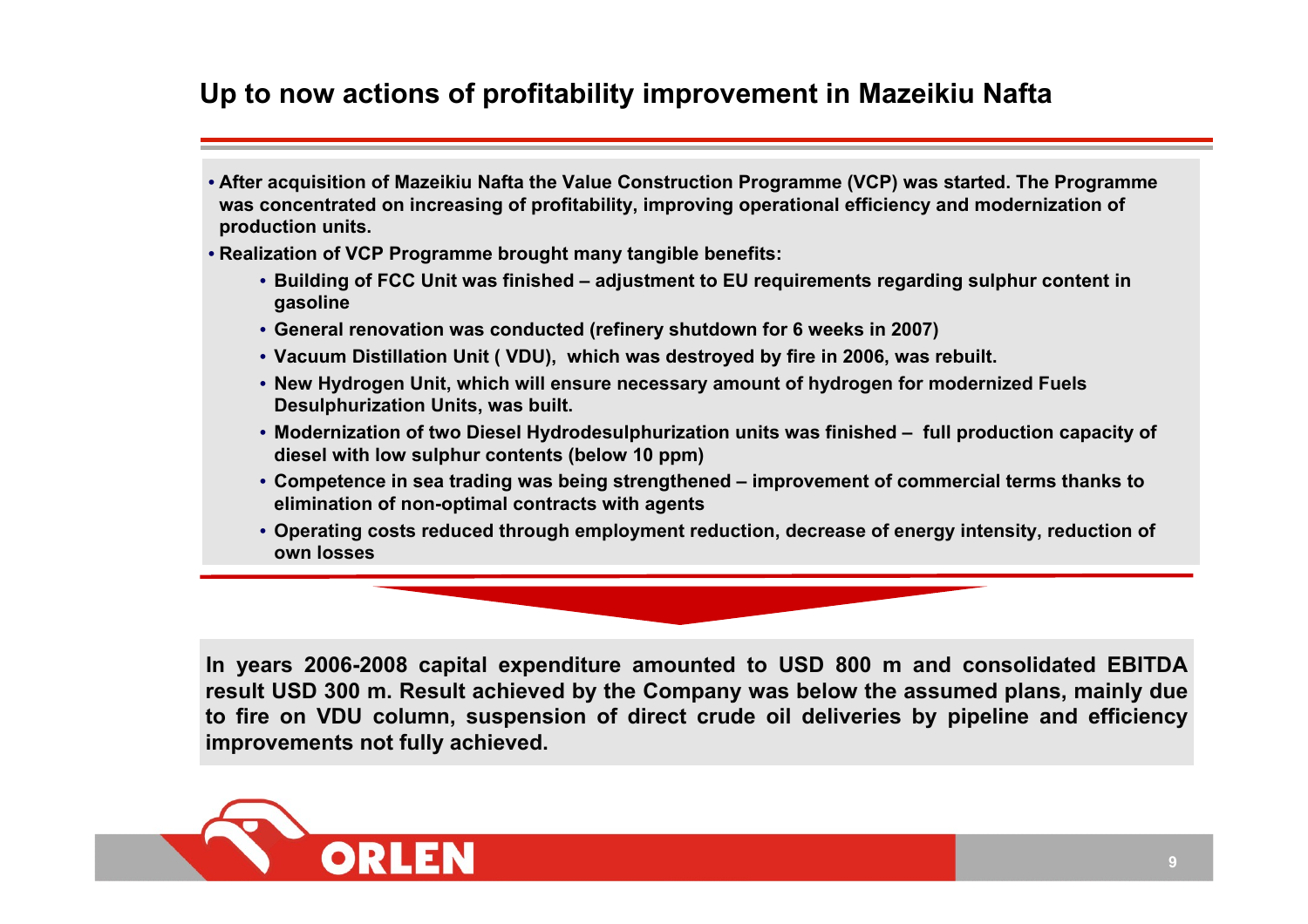# Up to now actions of profitability improvement in Mazeikiu Nafta

- **After acquisition of Mazeikiu Nafta the Value Construction Programme (VCP) was started. The Programme was concentrated on increasing of profitability, improving operational efficiency and modernization of production units.**
- **Realization of VCP Programme brought many tangible benefits:**
  - **Building of FCC Unit was finished – adjustment to EU requirements regarding sulphur content in gasoline**
  - **General renovation was conducted (refinery shutdown for 6 weeks in 2007)**
  - **Vacuum Distillation Unit ( VDU), which was destroyed by fire in 2006, was rebuilt.**
  - **New Hydrogen Unit, which will ensure necessary amount of hydrogen for modernized Fuels Desulphurization Units, was built.**
  - **Modernization of two Diesel Hydrodesulphurization units was finished – full production capacity of diesel with low sulphur contents (below 10 ppm)**
  - **Competence in sea trading was being strengthened – improvement of commercial terms thanks to elimination of non-optimal contracts with agents**
  - **Operating costs reduced through employment reduction, decrease of energy intensity, reduction of own losses**

**In years 2006-2008 capital expenditure amounted to USD 800 m and consolidated EBITDA result USD 300 m. Result achieved by the Company was below the assumed plans, mainly due to fire on VDU column, suspension of direct crude oil deliveries by pipeline and efficiency improvements not fully achieved.**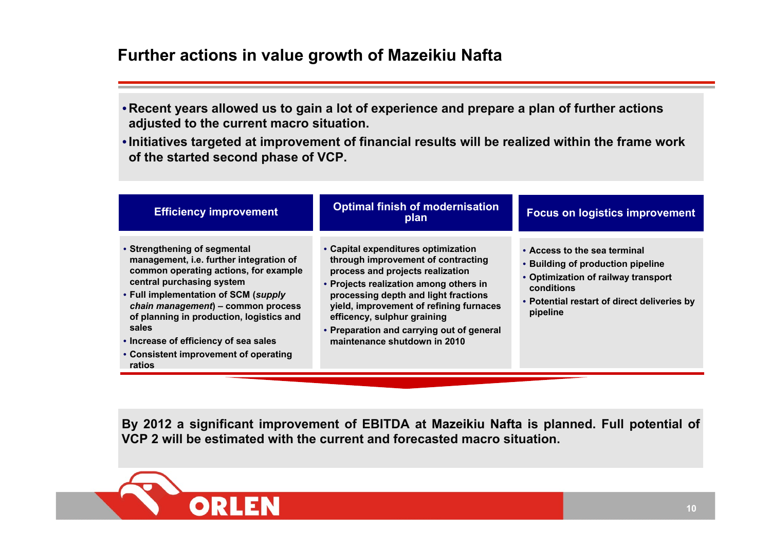# Further actions in value growth of Mazeikiu Nafta

- Recent years allowed us to gain a lot of experience and prepare a plan of further actions adjusted to the current macro situation.
- Initiatives targeted at improvement of financial results will be realized within the frame work of the started second phase of VCP.

### Efficiency improvement

- Strengthening of segmental management, i.e. further integration of common operating actions, for example central purchasing system
- Full implementation of SCM (*supply chain management*) – common process of planning in production, logistics and sales
- Increase of efficiency of sea sales
- Consistent improvement of operating ratios

### Optimal finish of modernisation plan

- Capital expenditures optimization through improvement of contracting process and projects realization
- Projects realization among others in processing depth and light fractions yield, improvement of refining furnaces efficency, sulphur graining
- Preparation and carrying out of general maintenance shutdown in 2010

### Focus on logistics improvement

- Access to the sea terminal
- Building of production pipeline
- Optimization of railway transport conditions
- Potential restart of direct deliveries by pipeline

**By 2012 a significant improvement of EBITDA at Mazeikiu Nafta is planned. Full potential of VCP 2 will be estimated with the current and forecasted macro situation.**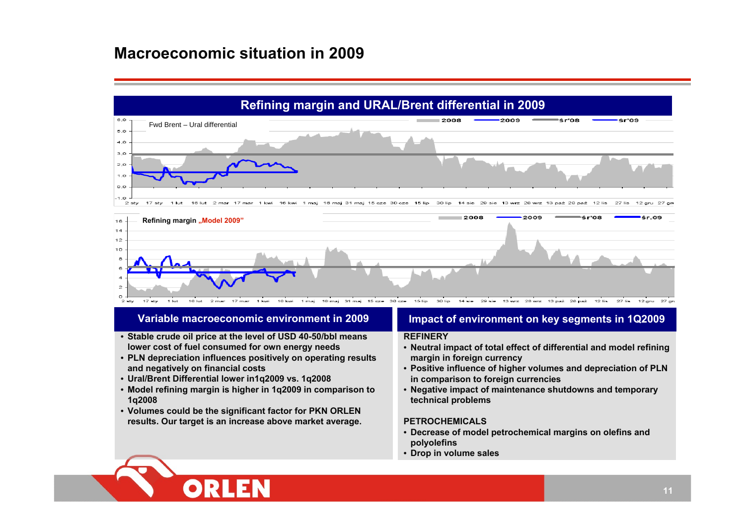# Macroeconomic situation in 2009

## Refining margin and URAL/Brent differential in 2009

Fwd Brent – Ural differential

2008 | 2009 | śr'08 | śr'09

Refining margin „Model 2009"

2008 | 2009 | śr'08 | śr.09

### Variable macroeconomic environment in 2009

- **Stable crude oil price at the level of USD 40-50/bbl means lower cost of fuel consumed for own energy needs**
- **PLN depreciation influences positively on operating results and negatively on financial costs**
- **Ural/Brent Differential lower in1q2009 vs. 1q2008**
- **Model refining margin is higher in 1q2009 in comparison to 1q2008**
- **Volumes could be the significant factor for PKN ORLEN results. Our target is an increase above market average.**

### Impact of environment on key segments in 1Q2009

**REFINERY**

- **Neutral impact of total effect of differential and model refining margin in foreign currency**
- **Positive influence of higher volumes and depreciation of PLN in comparison to foreign currencies**
- **Negative impact of maintenance shutdowns and temporary technical problems**

**PETROCHEMICALS**

- **Decrease of model petrochemical margins on olefins and polyolefins**
- **Drop in volume sales**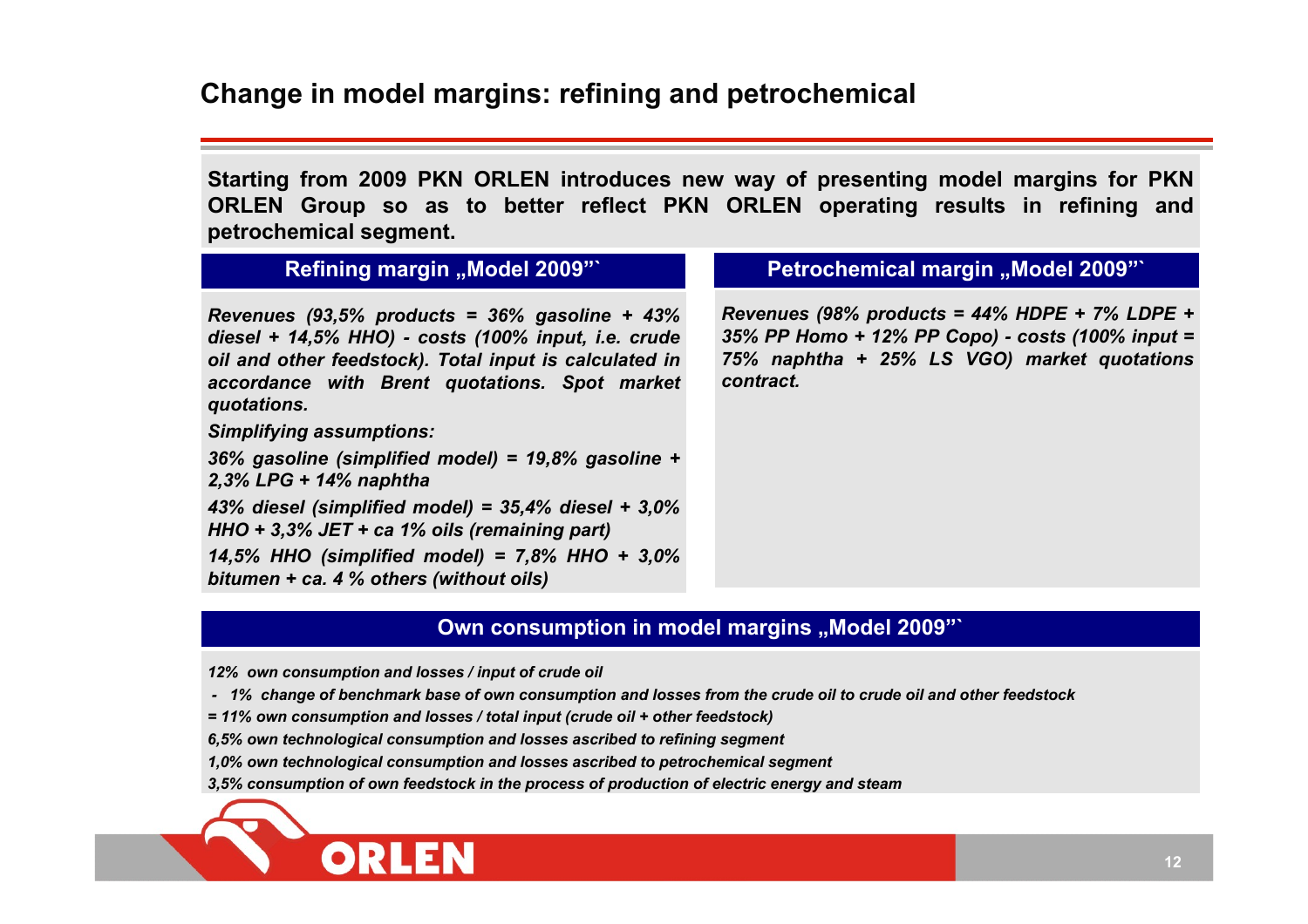# Change in model margins: refining and petrochemical

**Starting from 2009 PKN ORLEN introduces new way of presenting model margins for PKN ORLEN Group so as to better reflect PKN ORLEN operating results in refining and petrochemical segment.**

## Refining margin „Model 2009"`

***Revenues (93,5% products = 36% gasoline + 43% diesel + 14,5% HHO) - costs (100% input, i.e. crude oil and other feedstock). Total input is calculated in accordance with Brent quotations. Spot market quotations.***

***Simplifying assumptions:***

***36% gasoline (simplified model) = 19,8% gasoline + 2,3% LPG + 14% naphtha***

***43% diesel (simplified model) = 35,4% diesel + 3,0% HHO + 3,3% JET + ca 1% oils (remaining part)***

***14,5% HHO (simplified model) = 7,8% HHO + 3,0% bitumen + ca. 4 % others (without oils)***

## Petrochemical margin „Model 2009"`

***Revenues (98% products = 44% HDPE + 7% LDPE + 35% PP Homo + 12% PP Copo) - costs (100% input = 75% naphtha + 25% LS VGO) market quotations contract.***

## Own consumption in model margins „Model 2009"`

***12% own consumption and losses / input of crude oil***

***- 1% change of benchmark base of own consumption and losses from the crude oil to crude oil and other feedstock***

***= 11% own consumption and losses / total input (crude oil + other feedstock)***

***6,5% own technological consumption and losses ascribed to refining segment***

***1,0% own technological consumption and losses ascribed to petrochemical segment***

***3,5% consumption of own feedstock in the process of production of electric energy and steam***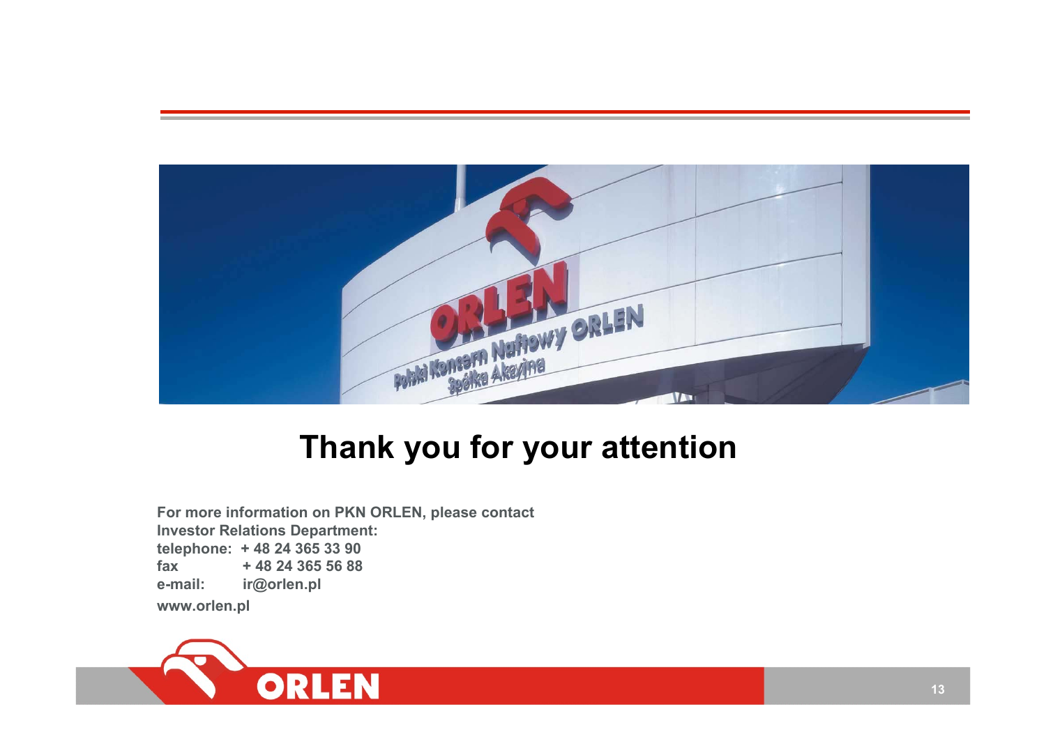# Thank you for your attention

**For more information on PKN ORLEN, please contact Investor Relations Department:**

**telephone: + 48 24 365 33 90**

**fax + 48 24 365 56 88**

**e-mail: ir@orlen.pl**

**www.orlen.pl**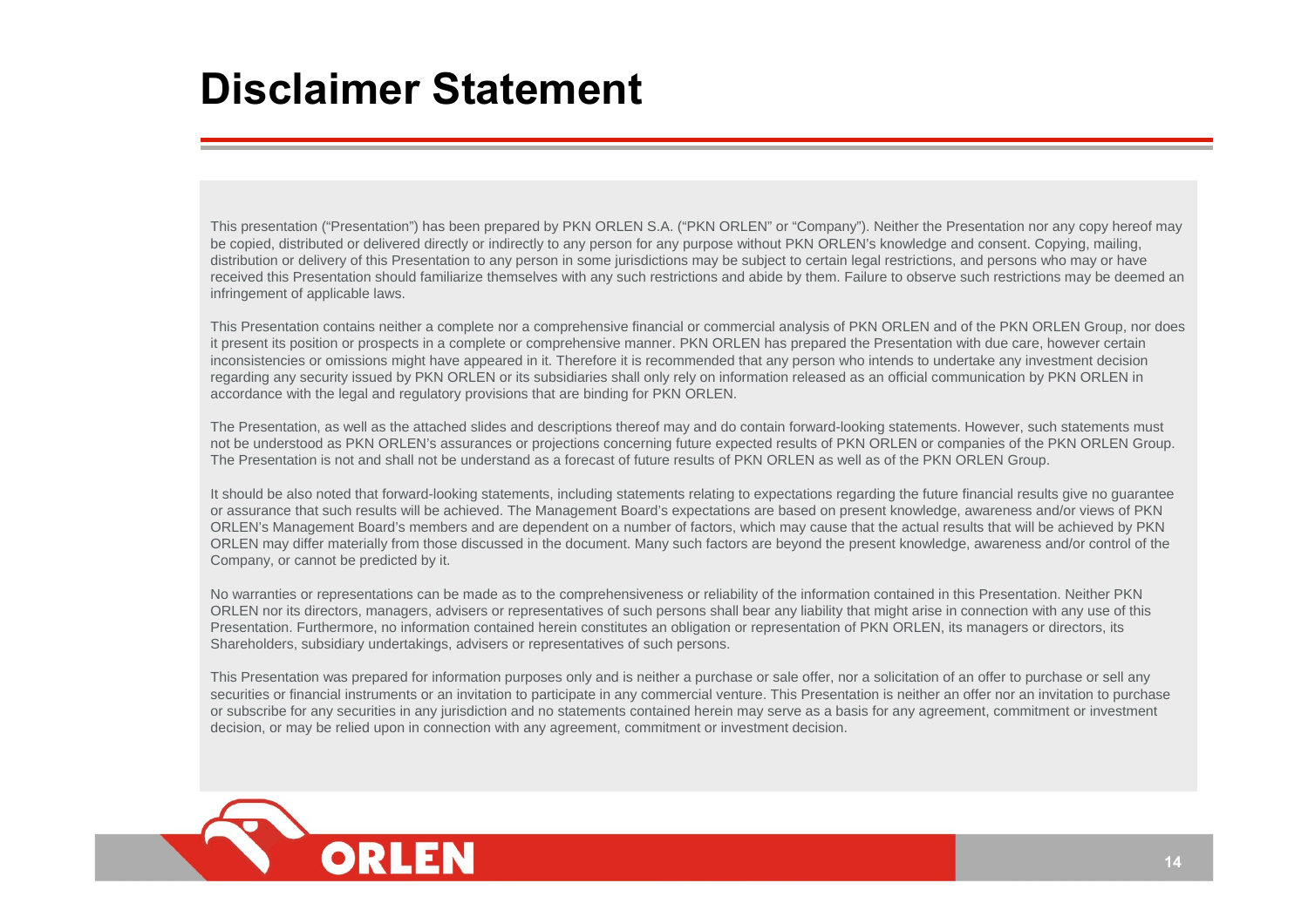# Disclaimer Statement

This presentation ("Presentation") has been prepared by PKN ORLEN S.A. ("PKN ORLEN" or "Company"). Neither the Presentation nor any copy hereof may be copied, distributed or delivered directly or indirectly to any person for any purpose without PKN ORLEN's knowledge and consent. Copying, mailing, distribution or delivery of this Presentation to any person in some jurisdictions may be subject to certain legal restrictions, and persons who may or have received this Presentation should familiarize themselves with any such restrictions and abide by them. Failure to observe such restrictions may be deemed an infringement of applicable laws.

This Presentation contains neither a complete nor a comprehensive financial or commercial analysis of PKN ORLEN and of the PKN ORLEN Group, nor does it present its position or prospects in a complete or comprehensive manner. PKN ORLEN has prepared the Presentation with due care, however certain inconsistencies or omissions might have appeared in it. Therefore it is recommended that any person who intends to undertake any investment decision regarding any security issued by PKN ORLEN or its subsidiaries shall only rely on information released as an official communication by PKN ORLEN in accordance with the legal and regulatory provisions that are binding for PKN ORLEN.

The Presentation, as well as the attached slides and descriptions thereof may and do contain forward-looking statements. However, such statements must not be understood as PKN ORLEN's assurances or projections concerning future expected results of PKN ORLEN or companies of the PKN ORLEN Group. The Presentation is not and shall not be understand as a forecast of future results of PKN ORLEN as well as of the PKN ORLEN Group.

It should be also noted that forward-looking statements, including statements relating to expectations regarding the future financial results give no guarantee or assurance that such results will be achieved. The Management Board's expectations are based on present knowledge, awareness and/or views of PKN ORLEN's Management Board's members and are dependent on a number of factors, which may cause that the actual results that will be achieved by PKN ORLEN may differ materially from those discussed in the document. Many such factors are beyond the present knowledge, awareness and/or control of the Company, or cannot be predicted by it.

No warranties or representations can be made as to the comprehensiveness or reliability of the information contained in this Presentation. Neither PKN ORLEN nor its directors, managers, advisers or representatives of such persons shall bear any liability that might arise in connection with any use of this Presentation. Furthermore, no information contained herein constitutes an obligation or representation of PKN ORLEN, its managers or directors, its Shareholders, subsidiary undertakings, advisers or representatives of such persons.

This Presentation was prepared for information purposes only and is neither a purchase or sale offer, nor a solicitation of an offer to purchase or sell any securities or financial instruments or an invitation to participate in any commercial venture. This Presentation is neither an offer nor an invitation to purchase or subscribe for any securities in any jurisdiction and no statements contained herein may serve as a basis for any agreement, commitment or investment decision, or may be relied upon in connection with any agreement, commitment or investment decision.